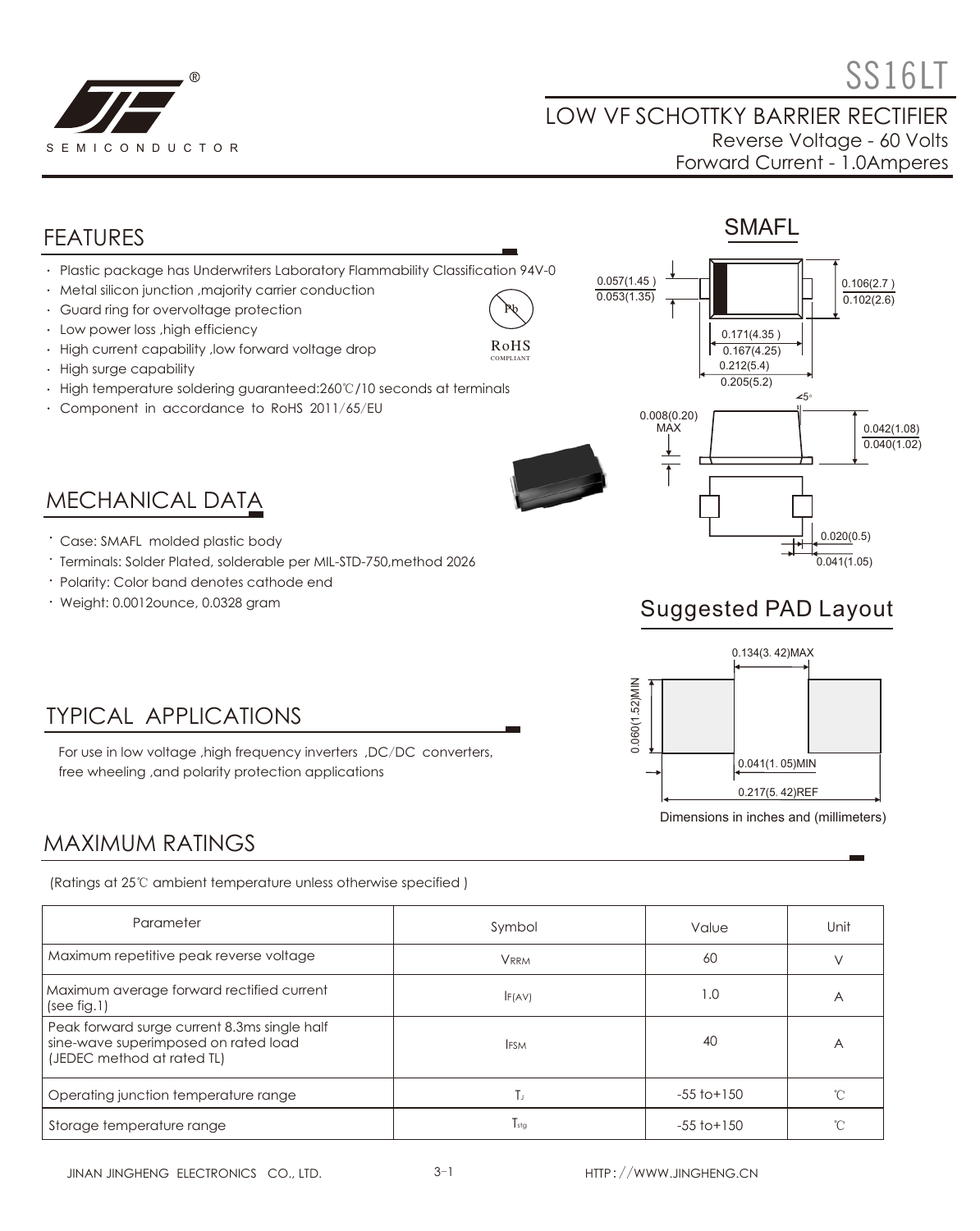# SS16LT

## LOW VF SCHOTTKY BARRIER RECTIFIER

Reverse Voltage - 60 Volts
Forward Current - 1.0Amperes

## FEATURES

- Plastic package has Underwriters Laboratory Flammability Classification 94V-0
- Metal silicon junction ,majority carrier conduction
- Guard ring for overvoltage protection
- Low power loss ,high efficiency
- High current capability ,low forward voltage drop
- High surge capability
- High temperature soldering guaranteed:260℃/10 seconds at terminals
- Component in accordance to RoHS 2011/65/EU

RoHS COMPLIANT

## SMAFL

0.057(1.45) / 0.053(1.35)
0.106(2.7) / 0.102(2.6)
0.171(4.35) / 0.167(4.25)
0.212(5.4) / 0.205(5.2)
5°
0.008(0.20) MAX
0.042(1.08) / 0.040(1.02)
0.020(0.5) / 0.041(1.05)

## MECHANICAL DATA

- Case: SMAFL molded plastic body
- Terminals: Solder Plated, solderable per MIL-STD-750,method 2026
- Polarity: Color band denotes cathode end
- Weight: 0.0012ounce, 0.0328 gram

## Suggested PAD Layout

0.134(3.42)MAX
0.060(1.52)MIN
0.041(1.05)MIN
0.217(5.42)REF

Dimensions in inches and (millimeters)

## TYPICAL APPLICATIONS

For use in low voltage ,high frequency inverters ,DC/DC converters, free wheeling ,and polarity protection applications

## MAXIMUM RATINGS

(Ratings at 25℃ ambient temperature unless otherwise specified )

| Parameter | Symbol | Value | Unit |
|---|---|---|---|
| Maximum repetitive peak reverse voltage | $V_{RRM}$ | 60 | V |
| Maximum average forward rectified current (see fig.1) | $I_{F(AV)}$ | 1.0 | A |
| Peak forward surge current 8.3ms single half sine-wave superimposed on rated load (JEDEC method at rated TL) | $I_{FSM}$ | 40 | A |
| Operating junction temperature range | $T_J$ | -55 to+150 | ℃ |
| Storage temperature range | $T_{stg}$ | -55 to+150 | ℃ |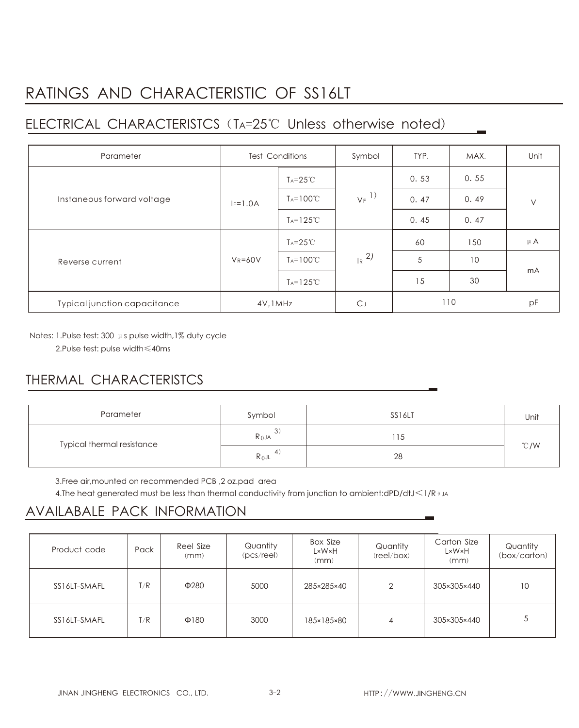# RATINGS AND CHARACTERISTIC OF SS16LT

## ELECTRICAL CHARACTERISTCS（$T_A$=25℃ Unless otherwise noted)

| Parameter | Test Conditions | | Symbol | TYP. | MAX. | Unit |
|---|---|---|---|---|---|---|
| Instaneous forward voltage | $I_F$=1.0A | $T_A$=25℃ | $V_F$ 1) | 0. 53 | 0. 55 | V |
| | | $T_A$=100℃ | | 0. 47 | 0. 49 | |
| | | $T_A$=125℃ | | 0. 45 | 0. 47 | |
| Reverse current | $V_R$=60V | $T_A$=25℃ | $I_R$ 2) | 60 | 150 | μA |
| | | $T_A$=100℃ | | 5 | 10 | mA |
| | | $T_A$=125℃ | | 15 | 30 | |
| Typical junction capacitance | 4V,1MHz | | $C_J$ | 110 | | pF |

Notes: 1.Pulse test: 300 μs pulse width,1% duty cycle

2.Pulse test: pulse width≤40ms

## THERMAL CHARACTERISTCS

| Parameter | Symbol | SS16LT | Unit |
|---|---|---|---|
| Typical thermal resistance | $R_{\theta JA}$ 3) | 115 | ℃/W |
| | $R_{\theta JL}$ 4) | 28 | |

3.Free air,mounted on recommended PCB ,2 oz.pad area

4.The heat generated must be less than thermal conductivity from junction to ambient:$dP_D/dT_J < 1/R_{\theta JA}$

## AVAILABALE PACK INFORMATION

| Product code | Pack | Reel Size (mm) | Quantity (pcs/reel) | Box Size L×W×H (mm) | Quantity (reel/box) | Carton Size L×W×H (mm) | Quantity (box/carton) |
|---|---|---|---|---|---|---|---|
| SS16LT-SMAFL | T/R | Φ280 | 5000 | 285×285×40 | 2 | 305×305×440 | 10 |
| SS16LT-SMAFL | T/R | Φ180 | 3000 | 185×185×80 | 4 | 305×305×440 | 5 |

JINAN JINGHENG ELECTRONICS CO., LTD. HTTP://WWW.JINGHENG.CN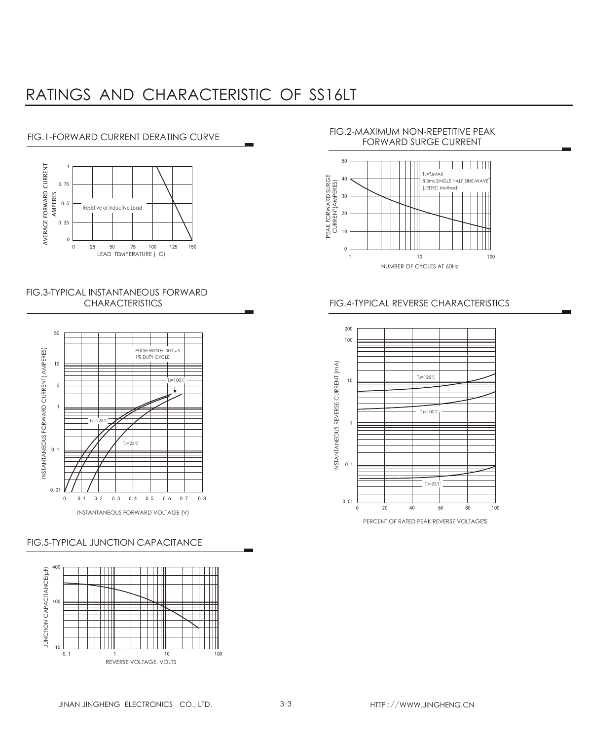# RATINGS AND CHARACTERISTIC OF SS16LT

## FIG.1-FORWARD CURRENT DERATING CURVE

AVERAGE FORWARD CURRENT AMPERES

1
0. 75
0. 5
0. 25
0

Resistive or Inductive Load

0 25 50 75 100 125 150

LEAD TEMPERATURE ( C)

## FIG.2-MAXIMUM NON-REPETITIVE PEAK FORWARD SURGE CURRENT

PEAK FORWARD SURGE CURRENT(AMPERES)

50
40
30
20
10
0

TJ=TJMAX
8.3ms SINGLE HALF SINE-WAVE
(JEDEC Method)

1 10 100

NUMBER OF CYCLES AT 60Hz

## FIG.3-TYPICAL INSTANTANEOUS FORWARD CHARACTERISTICS

INSTANTANEOUS FORWARD CURRENT( AMPERES)

50
10
3
1
0. 1
0. 01

PULSE WIDTH=300 μ S
1% DUTY CYCLE

TJ=100℃
TJ=125℃
TJ=25℃

0 0. 1 0. 2 0. 3 0. 4 0. 5 0. 6 0. 7 0. 8

INSTANTANEOUS FORWARD VOLTAGE (V)

## FIG.4-TYPICAL REVERSE CHARACTERISTICS

INSTANTANEOUS REVERSE CURRENT (mA)

200
100
10
1
0. 1
0. 01

TJ=125℃
TJ=100℃
TJ=25℃

0 20 40 60 80 100

PERCENT OF RATED PEAK REVERSE VOLTAGE%

## FIG.5-TYPICAL JUNCTION CAPACITANCE

JUNCTION CAPACITANCE(pF)

400
100
10

0. 1 1 10 100

REVERSE VOLTAGE. VOLTS

JINAN JINGHENG ELECTRONICS CO., LTD.

HTTP://WWW.JINGHENG.CN